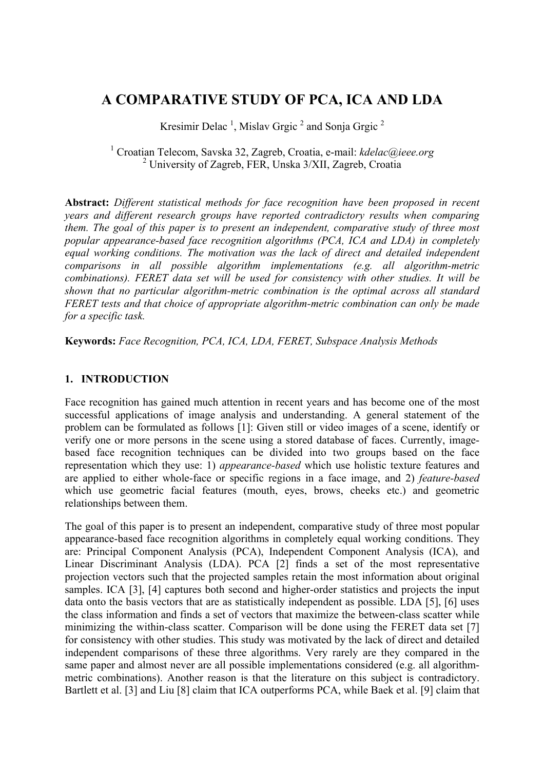# A COMPARATIVE STUDY OF PCA, ICA AND LDA

Kresimir Delac [1], Mislav Grgic [2] and Sonja Grgic [2]

[1] Croatian Telecom, Savska 32, Zagreb, Croatia, e-mail: *kdelac@ieee.org*
[2] University of Zagreb, FER, Unska 3/XII, Zagreb, Croatia

**Abstract:** *Different statistical methods for face recognition have been proposed in recent years and different research groups have reported contradictory results when comparing them. The goal of this paper is to present an independent, comparative study of three most popular appearance-based face recognition algorithms (PCA, ICA and LDA) in completely equal working conditions. The motivation was the lack of direct and detailed independent comparisons in all possible algorithm implementations (e.g. all algorithm-metric combinations). FERET data set will be used for consistency with other studies. It will be shown that no particular algorithm-metric combination is the optimal across all standard FERET tests and that choice of appropriate algorithm-metric combination can only be made for a specific task.*

**Keywords:** *Face Recognition, PCA, ICA, LDA, FERET, Subspace Analysis Methods*

## 1. INTRODUCTION

Face recognition has gained much attention in recent years and has become one of the most successful applications of image analysis and understanding. A general statement of the problem can be formulated as follows [1]: Given still or video images of a scene, identify or verify one or more persons in the scene using a stored database of faces. Currently, image-based face recognition techniques can be divided into two groups based on the face representation which they use: 1) *appearance-based* which use holistic texture features and are applied to either whole-face or specific regions in a face image, and 2) *feature-based* which use geometric facial features (mouth, eyes, brows, cheeks etc.) and geometric relationships between them.

The goal of this paper is to present an independent, comparative study of three most popular appearance-based face recognition algorithms in completely equal working conditions. They are: Principal Component Analysis (PCA), Independent Component Analysis (ICA), and Linear Discriminant Analysis (LDA). PCA [2] finds a set of the most representative projection vectors such that the projected samples retain the most information about original samples. ICA [3], [4] captures both second and higher-order statistics and projects the input data onto the basis vectors that are as statistically independent as possible. LDA [5], [6] uses the class information and finds a set of vectors that maximize the between-class scatter while minimizing the within-class scatter. Comparison will be done using the FERET data set [7] for consistency with other studies. This study was motivated by the lack of direct and detailed independent comparisons of these three algorithms. Very rarely are they compared in the same paper and almost never are all possible implementations considered (e.g. all algorithm-metric combinations). Another reason is that the literature on this subject is contradictory. Bartlett et al. [3] and Liu [8] claim that ICA outperforms PCA, while Baek et al. [9] claim that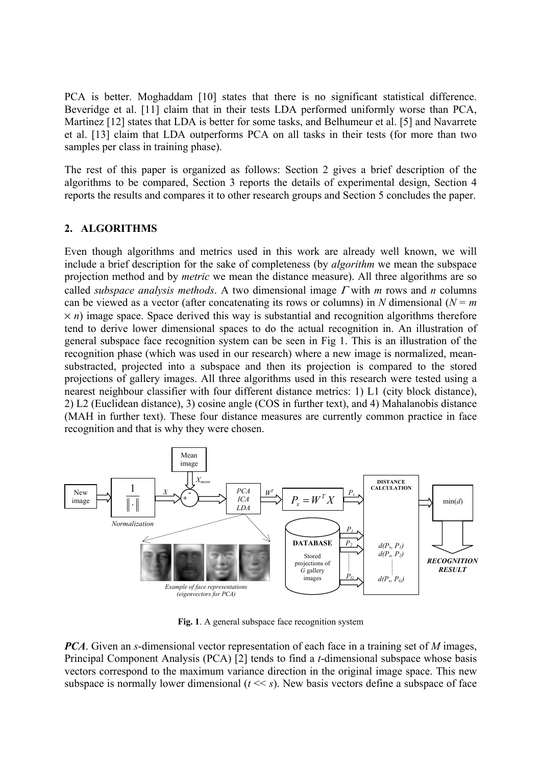PCA is better. Moghaddam [10] states that there is no significant statistical difference. Beveridge et al. [11] claim that in their tests LDA performed uniformly worse than PCA, Martinez [12] states that LDA is better for some tasks, and Belhumeur et al. [5] and Navarrete et al. [13] claim that LDA outperforms PCA on all tasks in their tests (for more than two samples per class in training phase).

The rest of this paper is organized as follows: Section 2 gives a brief description of the algorithms to be compared, Section 3 reports the details of experimental design, Section 4 reports the results and compares it to other research groups and Section 5 concludes the paper.

## 2. ALGORITHMS

Even though algorithms and metrics used in this work are already well known, we will include a brief description for the sake of completeness (by *algorithm* we mean the subspace projection method and by *metric* we mean the distance measure). All three algorithms are so called *subspace analysis methods*. A two dimensional image $\Gamma$ with *m* rows and *n* columns can be viewed as a vector (after concatenating its rows or columns) in *N* dimensional ($N = m \times n$) image space. Space derived this way is substantial and recognition algorithms therefore tend to derive lower dimensional spaces to do the actual recognition in. An illustration of general subspace face recognition system can be seen in Fig 1. This is an illustration of the recognition phase (which was used in our research) where a new image is normalized, mean-substracted, projected into a subspace and then its projection is compared to the stored projections of gallery images. All three algorithms used in this research were tested using a nearest neighbour classifier with four different distance metrics: 1) L1 (city block distance), 2) L2 (Euclidean distance), 3) cosine angle (COS in further text), and 4) Mahalanobis distance (MAH in further text). These four distance measures are currently common practice in face recognition and that is why they were chosen.

Mean image

$X_{mean}$

New image

$\frac{1}{\|\cdot\|}$

Normalization

$X$

+

-

PCA
ICA
LDA

$W^T$

$P_x = W^T X$

$P_x$

DISTANCE CALCULATION

min($d$)

RECOGNITION RESULT

DATABASE

Stored projections of $G$ gallery images

$P_1$

$P_2$

$P_G$

$d(P_x, P_1)$

$d(P_x, P_2)$

$d(P_x, P_G)$

Example of face representations (eigenvectors for PCA)

**Fig. 1**. A general subspace face recognition system

***PCA***. Given an *s*-dimensional vector representation of each face in a training set of *M* images, Principal Component Analysis (PCA) [2] tends to find a *t*-dimensional subspace whose basis vectors correspond to the maximum variance direction in the original image space. This new subspace is normally lower dimensional ($t << s$). New basis vectors define a subspace of face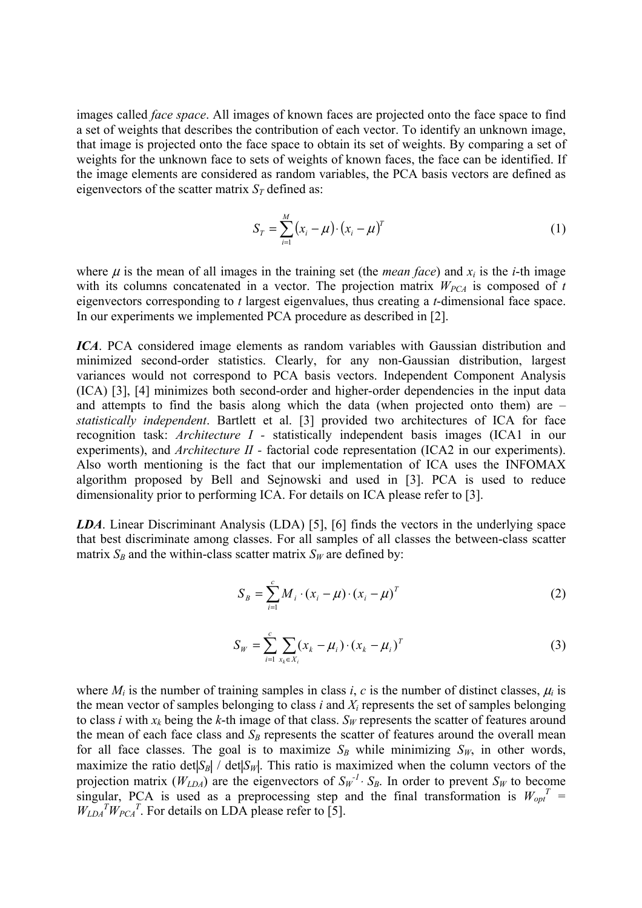images called *face space*. All images of known faces are projected onto the face space to find a set of weights that describes the contribution of each vector. To identify an unknown image, that image is projected onto the face space to obtain its set of weights. By comparing a set of weights for the unknown face to sets of weights of known faces, the face can be identified. If the image elements are considered as random variables, the PCA basis vectors are defined as eigenvectors of the scatter matrix $S_T$ defined as:

$$S_T = \sum_{i=1}^{M} (x_i - \mu) \cdot (x_i - \mu)^T \tag{1}$$

where $\mu$ is the mean of all images in the training set (the *mean face*) and $x_i$ is the *i*-th image with its columns concatenated in a vector. The projection matrix $W_{PCA}$ is composed of $t$ eigenvectors corresponding to $t$ largest eigenvalues, thus creating a $t$-dimensional face space. In our experiments we implemented PCA procedure as described in [2].

***ICA***. PCA considered image elements as random variables with Gaussian distribution and minimized second-order statistics. Clearly, for any non-Gaussian distribution, largest variances would not correspond to PCA basis vectors. Independent Component Analysis (ICA) [3], [4] minimizes both second-order and higher-order dependencies in the input data and attempts to find the basis along which the data (when projected onto them) are – *statistically independent*. Bartlett et al. [3] provided two architectures of ICA for face recognition task: *Architecture I* - statistically independent basis images (ICA1 in our experiments), and *Architecture II* - factorial code representation (ICA2 in our experiments). Also worth mentioning is the fact that our implementation of ICA uses the INFOMAX algorithm proposed by Bell and Sejnowski and used in [3]. PCA is used to reduce dimensionality prior to performing ICA. For details on ICA please refer to [3].

***LDA***. Linear Discriminant Analysis (LDA) [5], [6] finds the vectors in the underlying space that best discriminate among classes. For all samples of all classes the between-class scatter matrix $S_B$ and the within-class scatter matrix $S_W$ are defined by:

$$S_B = \sum_{i=1}^{c} M_i \cdot (x_i - \mu) \cdot (x_i - \mu)^T \tag{2}$$

$$S_W = \sum_{i=1}^{c} \sum_{x_k \in X_i} (x_k - \mu_i) \cdot (x_k - \mu_i)^T \tag{3}$$

where $M_i$ is the number of training samples in class $i$, $c$ is the number of distinct classes, $\mu_i$ is the mean vector of samples belonging to class $i$ and $X_i$ represents the set of samples belonging to class $i$ with $x_k$ being the $k$-th image of that class. $S_W$ represents the scatter of features around the mean of each face class and $S_B$ represents the scatter of features around the overall mean for all face classes. The goal is to maximize $S_B$ while minimizing $S_W$, in other words, maximize the ratio $\det|S_B| / \det|S_W|$. This ratio is maximized when the column vectors of the projection matrix ($W_{LDA}$) are the eigenvectors of $S_W^{-1} \cdot S_B$. In order to prevent $S_W$ to become singular, PCA is used as a preprocessing step and the final transformation is $W_{opt}^T = W_{LDA}^T W_{PCA}^T$. For details on LDA please refer to [5].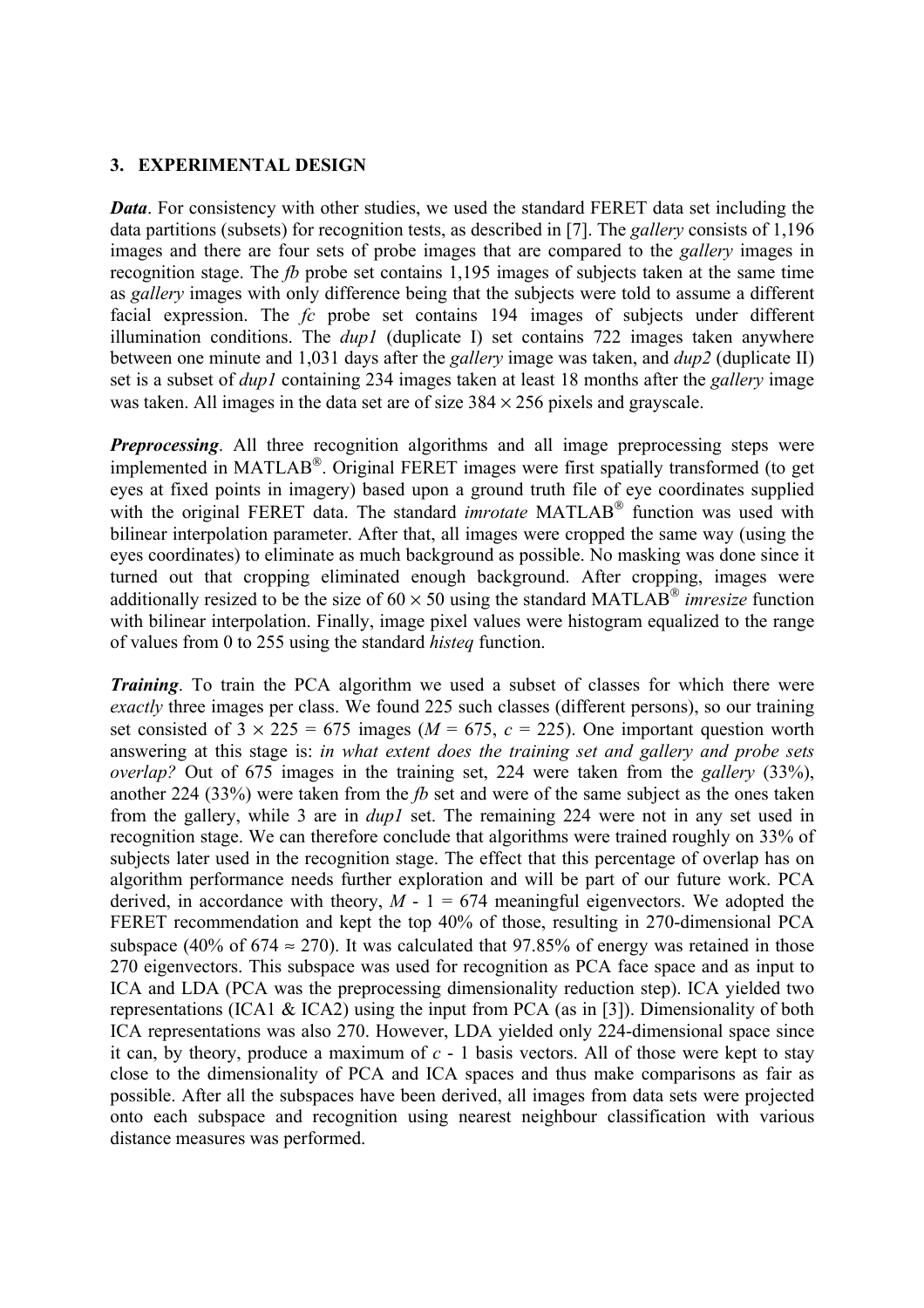## 3. EXPERIMENTAL DESIGN

***Data***. For consistency with other studies, we used the standard FERET data set including the data partitions (subsets) for recognition tests, as described in [7]. The *gallery* consists of 1,196 images and there are four sets of probe images that are compared to the *gallery* images in recognition stage. The *fb* probe set contains 1,195 images of subjects taken at the same time as *gallery* images with only difference being that the subjects were told to assume a different facial expression. The *fc* probe set contains 194 images of subjects under different illumination conditions. The *dup1* (duplicate I) set contains 722 images taken anywhere between one minute and 1,031 days after the *gallery* image was taken, and *dup2* (duplicate II) set is a subset of *dup1* containing 234 images taken at least 18 months after the *gallery* image was taken. All images in the data set are of size $384 \times 256$ pixels and grayscale.

***Preprocessing***. All three recognition algorithms and all image preprocessing steps were implemented in MATLAB®. Original FERET images were first spatially transformed (to get eyes at fixed points in imagery) based upon a ground truth file of eye coordinates supplied with the original FERET data. The standard *imrotate* MATLAB® function was used with bilinear interpolation parameter. After that, all images were cropped the same way (using the eyes coordinates) to eliminate as much background as possible. No masking was done since it turned out that cropping eliminated enough background. After cropping, images were additionally resized to be the size of $60 \times 50$ using the standard MATLAB® *imresize* function with bilinear interpolation. Finally, image pixel values were histogram equalized to the range of values from 0 to 255 using the standard *histeq* function.

***Training***. To train the PCA algorithm we used a subset of classes for which there were *exactly* three images per class. We found 225 such classes (different persons), so our training set consisted of $3 \times 225 = 675$ images ($M = 675$, $c = 225$). One important question worth answering at this stage is: *in what extent does the training set and gallery and probe sets overlap?* Out of 675 images in the training set, 224 were taken from the *gallery* (33%), another 224 (33%) were taken from the *fb* set and were of the same subject as the ones taken from the gallery, while 3 are in *dup1* set. The remaining 224 were not in any set used in recognition stage. We can therefore conclude that algorithms were trained roughly on 33% of subjects later used in the recognition stage. The effect that this percentage of overlap has on algorithm performance needs further exploration and will be part of our future work. PCA derived, in accordance with theory, $M - 1 = 674$ meaningful eigenvectors. We adopted the FERET recommendation and kept the top 40% of those, resulting in 270-dimensional PCA subspace (40% of $674 \approx 270$). It was calculated that 97.85% of energy was retained in those 270 eigenvectors. This subspace was used for recognition as PCA face space and as input to ICA and LDA (PCA was the preprocessing dimensionality reduction step). ICA yielded two representations (ICA1 & ICA2) using the input from PCA (as in [3]). Dimensionality of both ICA representations was also 270. However, LDA yielded only 224-dimensional space since it can, by theory, produce a maximum of $c - 1$ basis vectors. All of those were kept to stay close to the dimensionality of PCA and ICA spaces and thus make comparisons as fair as possible. After all the subspaces have been derived, all images from data sets were projected onto each subspace and recognition using nearest neighbour classification with various distance measures was performed.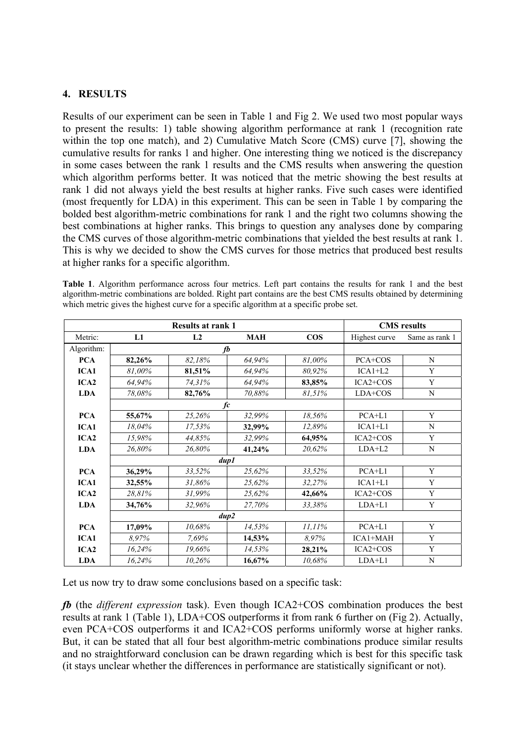## 4. RESULTS

Results of our experiment can be seen in Table 1 and Fig 2. We used two most popular ways to present the results: 1) table showing algorithm performance at rank 1 (recognition rate within the top one match), and 2) Cumulative Match Score (CMS) curve [7], showing the cumulative results for ranks 1 and higher. One interesting thing we noticed is the discrepancy in some cases between the rank 1 results and the CMS results when answering the question which algorithm performs better. It was noticed that the metric showing the best results at rank 1 did not always yield the best results at higher ranks. Five such cases were identified (most frequently for LDA) in this experiment. This can be seen in Table 1 by comparing the bolded best algorithm-metric combinations for rank 1 and the right two columns showing the best combinations at higher ranks. This brings to question any analyses done by comparing the CMS curves of those algorithm-metric combinations that yielded the best results at rank 1. This is why we decided to show the CMS curves for those metrics that produced best results at higher ranks for a specific algorithm.

**Table 1**. Algorithm performance across four metrics. Left part contains the results for rank 1 and the best algorithm-metric combinations are bolded. Right part contains are the best CMS results obtained by determining which metric gives the highest curve for a specific algorithm at a specific probe set.

| | Results at rank 1 | | | | CMS results | |
|---|---|---|---|---|---|---|
| Metric: | **L1** | **L2** | **MAH** | **COS** | Highest curve | Same as rank 1 |
| Algorithm: | | | ***fb*** | | | |
| **PCA** | **82,26%** | *82,18%* | *64,94%* | *81,00%* | PCA+COS | N |
| **ICA1** | *81,00%* | **81,51%** | *64,94%* | *80,92%* | ICA1+L2 | Y |
| **ICA2** | *64,94%* | *74,31%* | *64,94%* | **83,85%** | ICA2+COS | Y |
| **LDA** | *78,08%* | **82,76%** | *70,88%* | *81,51%* | LDA+COS | N |
| | | | ***fc*** | | | |
| **PCA** | **55,67%** | *25,26%* | *32,99%* | *18,56%* | PCA+L1 | Y |
| **ICA1** | *18,04%* | *17,53%* | **32,99%** | *12,89%* | ICA1+L1 | N |
| **ICA2** | *15,98%* | *44,85%* | *32,99%* | **64,95%** | ICA2+COS | Y |
| **LDA** | *26,80%* | *26,80%* | **41,24%** | *20,62%* | LDA+L2 | N |
| | | | ***dup1*** | | | |
| **PCA** | **36,29%** | *33,52%* | *25,62%* | *33,52%* | PCA+L1 | Y |
| **ICA1** | **32,55%** | *31,86%* | *25,62%* | *32,27%* | ICA1+L1 | Y |
| **ICA2** | *28,81%* | *31,99%* | *25,62%* | **42,66%** | ICA2+COS | Y |
| **LDA** | **34,76%** | *32,96%* | *27,70%* | *33,38%* | LDA+L1 | Y |
| | | | ***dup2*** | | | |
| **PCA** | **17,09%** | *10,68%* | *14,53%* | *11,11%* | PCA+L1 | Y |
| **ICA1** | *8,97%* | *7,69%* | **14,53%** | *8,97%* | ICA1+MAH | Y |
| **ICA2** | *16,24%* | *19,66%* | *14,53%* | **28,21%** | ICA2+COS | Y |
| **LDA** | *16,24%* | *10,26%* | **16,67%** | *10,68%* | LDA+L1 | N |

Let us now try to draw some conclusions based on a specific task:

***fb*** (the *different expression* task). Even though ICA2+COS combination produces the best results at rank 1 (Table 1), LDA+COS outperforms it from rank 6 further on (Fig 2). Actually, even PCA+COS outperforms it and ICA2+COS performs uniformly worse at higher ranks. But, it can be stated that all four best algorithm-metric combinations produce similar results and no straightforward conclusion can be drawn regarding which is best for this specific task (it stays unclear whether the differences in performance are statistically significant or not).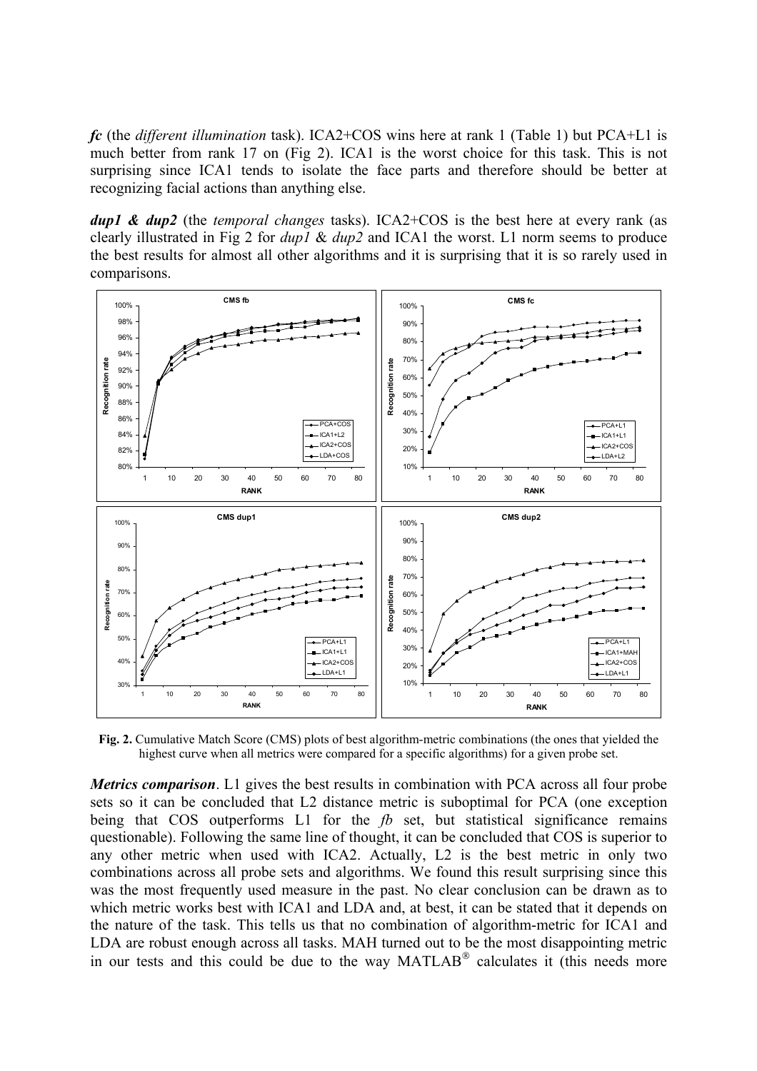***fc*** (the *different illumination* task). ICA2+COS wins here at rank 1 (Table 1) but PCA+L1 is much better from rank 17 on (Fig 2). ICA1 is the worst choice for this task. This is not surprising since ICA1 tends to isolate the face parts and therefore should be better at recognizing facial actions than anything else.

***dup1 & dup2*** (the *temporal changes* tasks). ICA2+COS is the best here at every rank (as clearly illustrated in Fig 2 for *dup1* & *dup2* and ICA1 the worst. L1 norm seems to produce the best results for almost all other algorithms and it is surprising that it is so rarely used in comparisons.

CMS fb
Recognition rate
100%
98%
96%
94%
92%
90%
88%
86%
84%
82%
80%
RANK
1 10 20 30 40 50 60 70 80
PCA+COS
ICA1+L2
ICA2+COS
LDA+COS

CMS fc
Recognition rate
100%
90%
80%
70%
60%
50%
40%
30%
20%
10%
RANK
1 10 20 30 40 50 60 70 80
PCA+L1
ICA1+L1
ICA2+COS
LDA+L2

CMS dup1
Recognition rate
100%
90%
80%
70%
60%
50%
40%
30%
RANK
1 10 20 30 40 50 60 70 80
PCA+L1
ICA1+L1
ICA2+COS
LDA+L1

CMS dup2
Recognition rate
100%
90%
80%
70%
60%
50%
40%
30%
20%
10%
RANK
1 10 20 30 40 50 60 70 80
PCA+L1
ICA1+MAH
ICA2+COS
LDA+L1

**Fig. 2.** Cumulative Match Score (CMS) plots of best algorithm-metric combinations (the ones that yielded the highest curve when all metrics were compared for a specific algorithms) for a given probe set.

***Metrics comparison***. L1 gives the best results in combination with PCA across all four probe sets so it can be concluded that L2 distance metric is suboptimal for PCA (one exception being that COS outperforms L1 for the *fb* set, but statistical significance remains questionable). Following the same line of thought, it can be concluded that COS is superior to any other metric when used with ICA2. Actually, L2 is the best metric in only two combinations across all probe sets and algorithms. We found this result surprising since this was the most frequently used measure in the past. No clear conclusion can be drawn as to which metric works best with ICA1 and LDA and, at best, it can be stated that it depends on the nature of the task. This tells us that no combination of algorithm-metric for ICA1 and LDA are robust enough across all tasks. MAH turned out to be the most disappointing metric in our tests and this could be due to the way MATLAB® calculates it (this needs more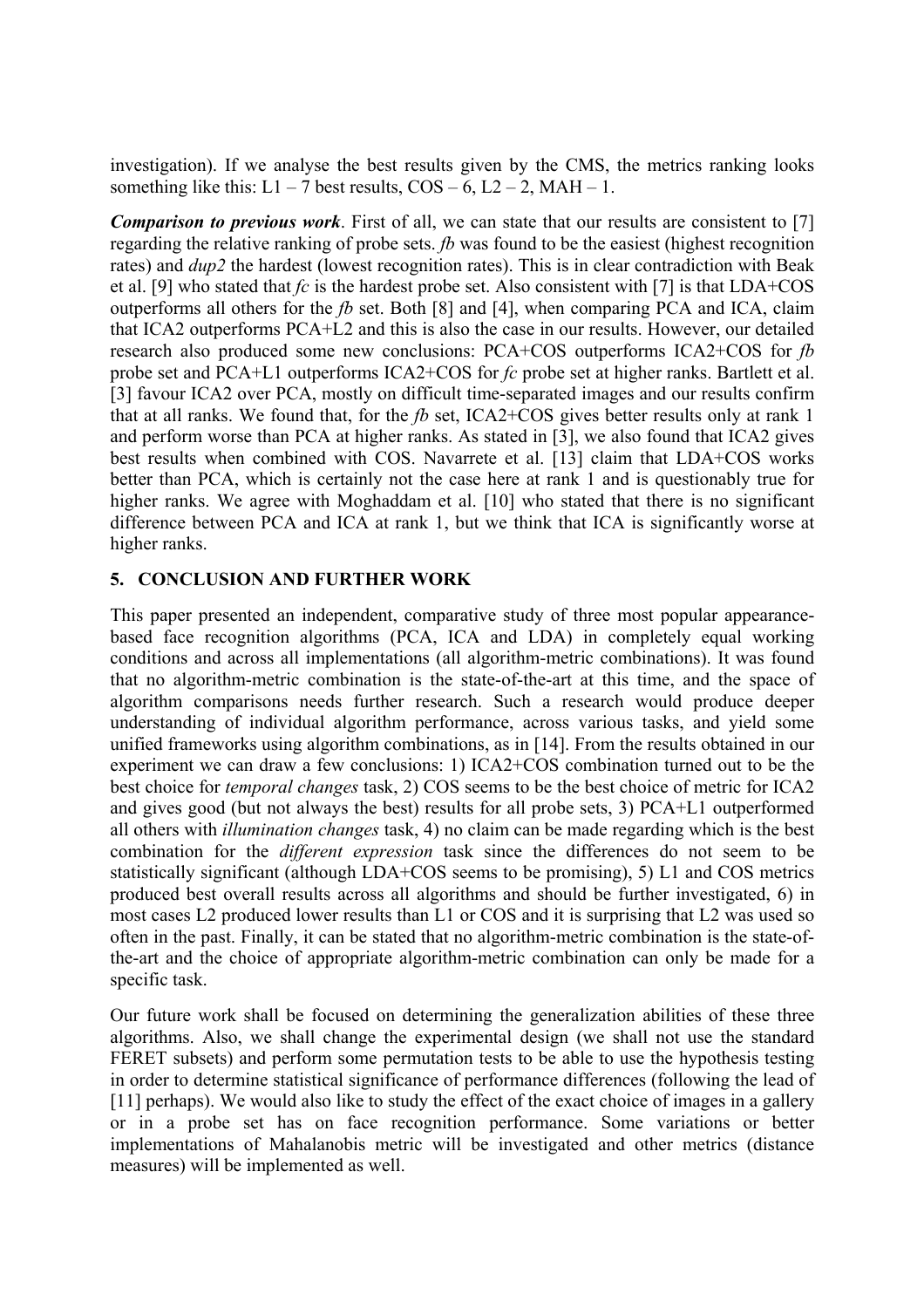investigation). If we analyse the best results given by the CMS, the metrics ranking looks something like this: L1 – 7 best results, COS – 6, L2 – 2, MAH – 1.

***Comparison to previous work***. First of all, we can state that our results are consistent to [7] regarding the relative ranking of probe sets. *fb* was found to be the easiest (highest recognition rates) and *dup2* the hardest (lowest recognition rates). This is in clear contradiction with Beak et al. [9] who stated that *fc* is the hardest probe set. Also consistent with [7] is that LDA+COS outperforms all others for the *fb* set. Both [8] and [4], when comparing PCA and ICA, claim that ICA2 outperforms PCA+L2 and this is also the case in our results. However, our detailed research also produced some new conclusions: PCA+COS outperforms ICA2+COS for *fb* probe set and PCA+L1 outperforms ICA2+COS for *fc* probe set at higher ranks. Bartlett et al. [3] favour ICA2 over PCA, mostly on difficult time-separated images and our results confirm that at all ranks. We found that, for the *fb* set, ICA2+COS gives better results only at rank 1 and perform worse than PCA at higher ranks. As stated in [3], we also found that ICA2 gives best results when combined with COS. Navarrete et al. [13] claim that LDA+COS works better than PCA, which is certainly not the case here at rank 1 and is questionably true for higher ranks. We agree with Moghaddam et al. [10] who stated that there is no significant difference between PCA and ICA at rank 1, but we think that ICA is significantly worse at higher ranks.

## 5. CONCLUSION AND FURTHER WORK

This paper presented an independent, comparative study of three most popular appearance-based face recognition algorithms (PCA, ICA and LDA) in completely equal working conditions and across all implementations (all algorithm-metric combinations). It was found that no algorithm-metric combination is the state-of-the-art at this time, and the space of algorithm comparisons needs further research. Such a research would produce deeper understanding of individual algorithm performance, across various tasks, and yield some unified frameworks using algorithm combinations, as in [14]. From the results obtained in our experiment we can draw a few conclusions: 1) ICA2+COS combination turned out to be the best choice for *temporal changes* task, 2) COS seems to be the best choice of metric for ICA2 and gives good (but not always the best) results for all probe sets, 3) PCA+L1 outperformed all others with *illumination changes* task, 4) no claim can be made regarding which is the best combination for the *different expression* task since the differences do not seem to be statistically significant (although LDA+COS seems to be promising), 5) L1 and COS metrics produced best overall results across all algorithms and should be further investigated, 6) in most cases L2 produced lower results than L1 or COS and it is surprising that L2 was used so often in the past. Finally, it can be stated that no algorithm-metric combination is the state-of-the-art and the choice of appropriate algorithm-metric combination can only be made for a specific task.

Our future work shall be focused on determining the generalization abilities of these three algorithms. Also, we shall change the experimental design (we shall not use the standard FERET subsets) and perform some permutation tests to be able to use the hypothesis testing in order to determine statistical significance of performance differences (following the lead of [11] perhaps). We would also like to study the effect of the exact choice of images in a gallery or in a probe set has on face recognition performance. Some variations or better implementations of Mahalanobis metric will be investigated and other metrics (distance measures) will be implemented as well.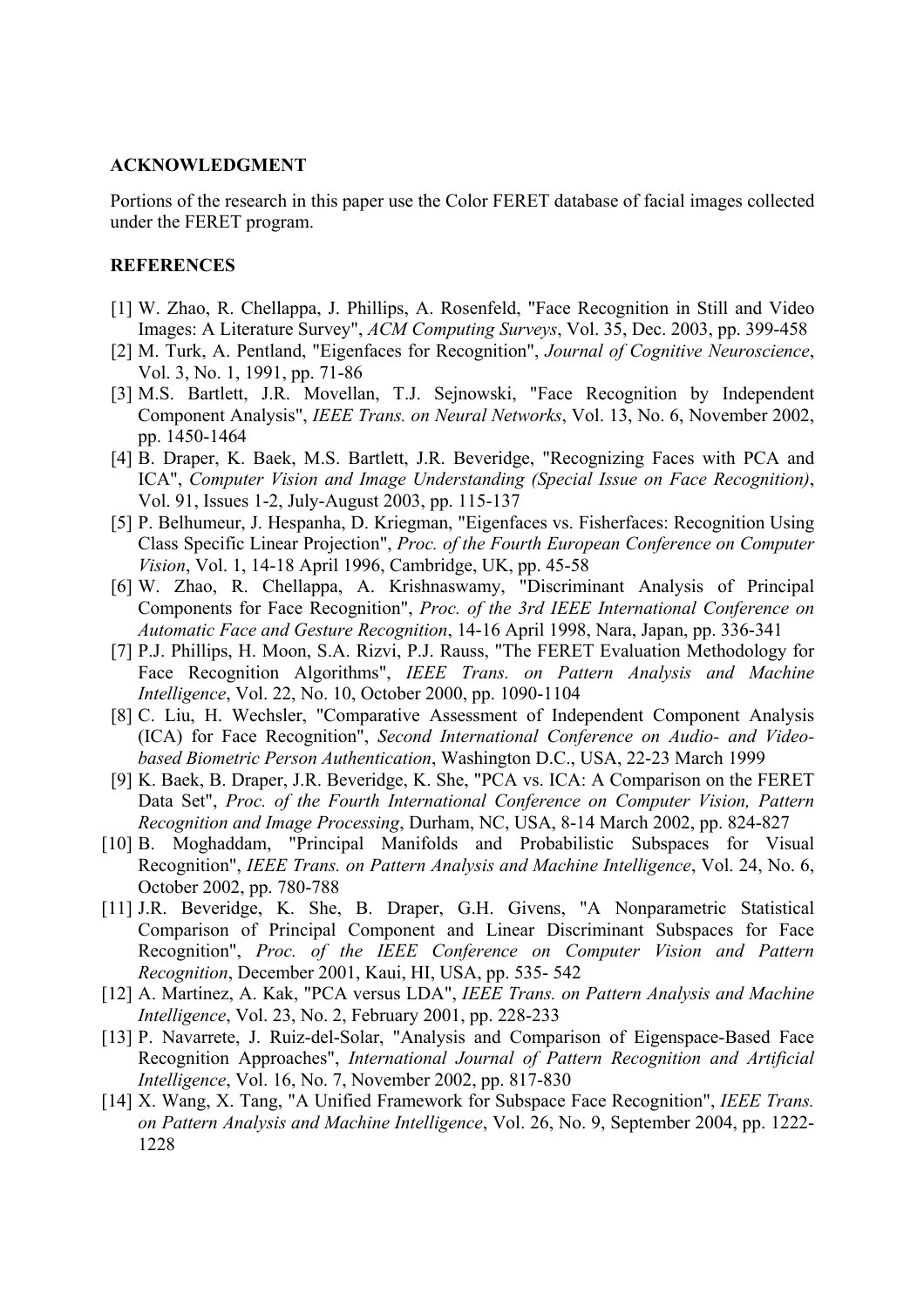## ACKNOWLEDGMENT

Portions of the research in this paper use the Color FERET database of facial images collected under the FERET program.

## REFERENCES

[1] W. Zhao, R. Chellappa, J. Phillips, A. Rosenfeld, "Face Recognition in Still and Video Images: A Literature Survey", *ACM Computing Surveys*, Vol. 35, Dec. 2003, pp. 399-458

[2] M. Turk, A. Pentland, "Eigenfaces for Recognition", *Journal of Cognitive Neuroscience*, Vol. 3, No. 1, 1991, pp. 71-86

[3] M.S. Bartlett, J.R. Movellan, T.J. Sejnowski, "Face Recognition by Independent Component Analysis", *IEEE Trans. on Neural Networks*, Vol. 13, No. 6, November 2002, pp. 1450-1464

[4] B. Draper, K. Baek, M.S. Bartlett, J.R. Beveridge, "Recognizing Faces with PCA and ICA", *Computer Vision and Image Understanding (Special Issue on Face Recognition)*, Vol. 91, Issues 1-2, July-August 2003, pp. 115-137

[5] P. Belhumeur, J. Hespanha, D. Kriegman, "Eigenfaces vs. Fisherfaces: Recognition Using Class Specific Linear Projection", *Proc. of the Fourth European Conference on Computer Vision*, Vol. 1, 14-18 April 1996, Cambridge, UK, pp. 45-58

[6] W. Zhao, R. Chellappa, A. Krishnaswamy, "Discriminant Analysis of Principal Components for Face Recognition", *Proc. of the 3rd IEEE International Conference on Automatic Face and Gesture Recognition*, 14-16 April 1998, Nara, Japan, pp. 336-341

[7] P.J. Phillips, H. Moon, S.A. Rizvi, P.J. Rauss, "The FERET Evaluation Methodology for Face Recognition Algorithms", *IEEE Trans. on Pattern Analysis and Machine Intelligence*, Vol. 22, No. 10, October 2000, pp. 1090-1104

[8] C. Liu, H. Wechsler, "Comparative Assessment of Independent Component Analysis (ICA) for Face Recognition", *Second International Conference on Audio- and Video-based Biometric Person Authentication*, Washington D.C., USA, 22-23 March 1999

[9] K. Baek, B. Draper, J.R. Beveridge, K. She, "PCA vs. ICA: A Comparison on the FERET Data Set", *Proc. of the Fourth International Conference on Computer Vision, Pattern Recognition and Image Processing*, Durham, NC, USA, 8-14 March 2002, pp. 824-827

[10] B. Moghaddam, "Principal Manifolds and Probabilistic Subspaces for Visual Recognition", *IEEE Trans. on Pattern Analysis and Machine Intelligence*, Vol. 24, No. 6, October 2002, pp. 780-788

[11] J.R. Beveridge, K. She, B. Draper, G.H. Givens, "A Nonparametric Statistical Comparison of Principal Component and Linear Discriminant Subspaces for Face Recognition", *Proc. of the IEEE Conference on Computer Vision and Pattern Recognition*, December 2001, Kaui, HI, USA, pp. 535- 542

[12] A. Martinez, A. Kak, "PCA versus LDA", *IEEE Trans. on Pattern Analysis and Machine Intelligence*, Vol. 23, No. 2, February 2001, pp. 228-233

[13] P. Navarrete, J. Ruiz-del-Solar, "Analysis and Comparison of Eigenspace-Based Face Recognition Approaches", *International Journal of Pattern Recognition and Artificial Intelligence*, Vol. 16, No. 7, November 2002, pp. 817-830

[14] X. Wang, X. Tang, "A Unified Framework for Subspace Face Recognition", *IEEE Trans. on Pattern Analysis and Machine Intelligence*, Vol. 26, No. 9, September 2004, pp. 1222-1228